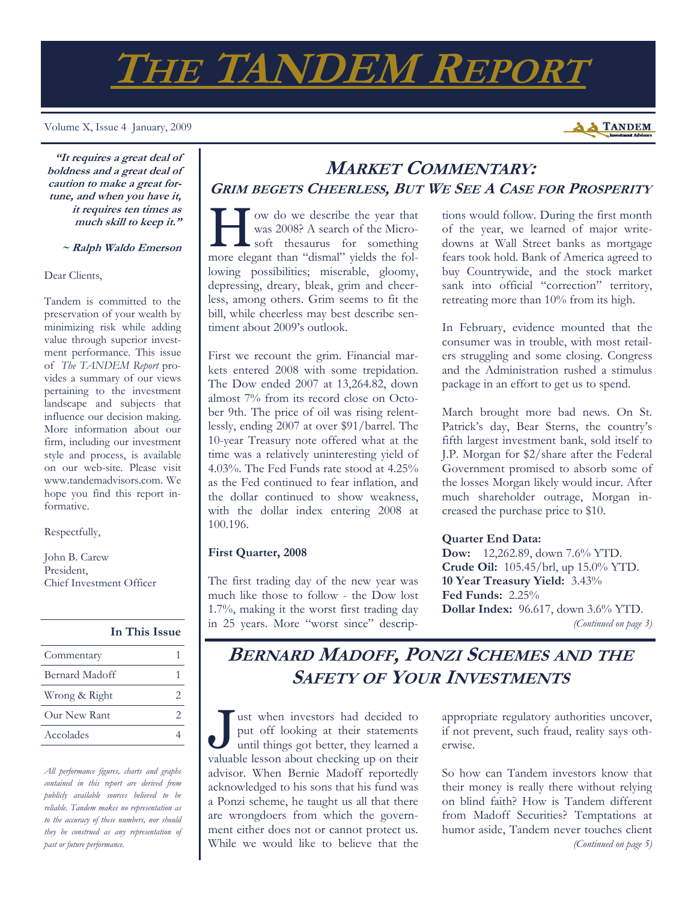# THE TANDEM REPORT

Volume X, Issue 4 January, 2009

***"It requires a great deal of boldness and a great deal of caution to make a great fortune, and when you have it, it requires ten times as much skill to keep it."***

***~ Ralph Waldo Emerson***

Dear Clients,

Tandem is committed to the preservation of your wealth by minimizing risk while adding value through superior investment performance. This issue of *The TANDEM Report* provides a summary of our views pertaining to the investment landscape and subjects that influence our decision making. More information about our firm, including our investment style and process, is available on our web-site. Please visit www.tandemadvisors.com. We hope you find this report informative.

Respectfully,

John B. Carew
President,
Chief Investment Officer

| In This Issue | |
|---|---|
| Commentary | 1 |
| Bernard Madoff | 1 |
| Wrong & Right | 2 |
| Our New Rant | 2 |
| Accolades | 4 |

*All performance figures, charts and graphs contained in this report are derived from publicly available sources believed to be reliable. Tandem makes no representation as to the accuracy of these numbers, nor should they be construed as any representation of past or future performance.*

## MARKET COMMENTARY:

### GRIM BEGETS CHEERLESS, BUT WE SEE A CASE FOR PROSPERITY

How do we describe the year that was 2008? A search of the Microsoft thesaurus for something more elegant than "dismal" yields the following possibilities; miserable, gloomy, depressing, dreary, bleak, grim and cheerless, among others. Grim seems to fit the bill, while cheerless may best describe sentiment about 2009's outlook.

First we recount the grim. Financial markets entered 2008 with some trepidation. The Dow ended 2007 at 13,264.82, down almost 7% from its record close on October 9th. The price of oil was rising relentlessly, ending 2007 at over $91/barrel. The 10-year Treasury note offered what at the time was a relatively uninteresting yield of 4.03%. The Fed Funds rate stood at 4.25% as the Fed continued to fear inflation, and the dollar continued to show weakness, with the dollar index entering 2008 at 100.196.

**First Quarter, 2008**

The first trading day of the new year was much like those to follow - the Dow lost 1.7%, making it the worst first trading day in 25 years. More "worst since" descriptions would follow. During the first month of the year, we learned of major write-downs at Wall Street banks as mortgage fears took hold. Bank of America agreed to buy Countrywide, and the stock market sank into official "correction" territory, retreating more than 10% from its high.

In February, evidence mounted that the consumer was in trouble, with most retailers struggling and some closing. Congress and the Administration rushed a stimulus package in an effort to get us to spend.

March brought more bad news. On St. Patrick's day, Bear Sterns, the country's fifth largest investment bank, sold itself to J.P. Morgan for $2/share after the Federal Government promised to absorb some of the losses Morgan likely would incur. After much shareholder outrage, Morgan increased the purchase price to $10.

**Quarter End Data:**
**Dow:** 12,262.89, down 7.6% YTD.
**Crude Oil:** 105.45/brl, up 15.0% YTD.
**10 Year Treasury Yield:** 3.43%
**Fed Funds:** 2.25%
**Dollar Index:** 96.617, down 3.6% YTD.

*(Continued on page 3)*

## BERNARD MADOFF, PONZI SCHEMES AND THE SAFETY OF YOUR INVESTMENTS

Just when investors had decided to put off looking at their statements until things got better, they learned a valuable lesson about checking up on their advisor. When Bernie Madoff reportedly acknowledged to his sons that his fund was a Ponzi scheme, he taught us all that there are wrongdoers from which the government either does not or cannot protect us. While we would like to believe that the appropriate regulatory authorities uncover, if not prevent, such fraud, reality says otherwise.

So how can Tandem investors know that their money is really there without relying on blind faith? How is Tandem different from Madoff Securities? Temptations at humor aside, Tandem never touches client

*(Continued on page 5)*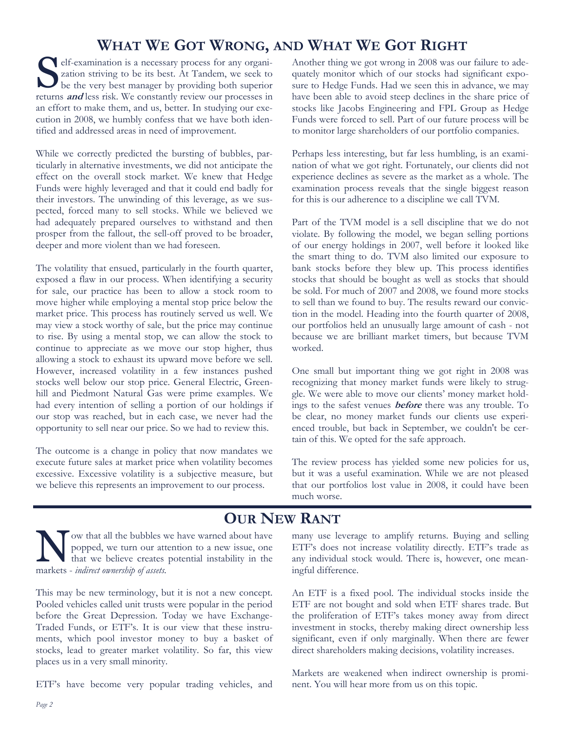## What We Got Wrong, and What We Got Right

Self-examination is a necessary process for any organization striving to be its best. At Tandem, we seek to be the very best manager by providing both superior returns ***and*** less risk. We constantly review our processes in an effort to make them, and us, better. In studying our execution in 2008, we humbly confess that we have both identified and addressed areas in need of improvement.

While we correctly predicted the bursting of bubbles, particularly in alternative investments, we did not anticipate the effect on the overall stock market. We knew that Hedge Funds were highly leveraged and that it could end badly for their investors. The unwinding of this leverage, as we suspected, forced many to sell stocks. While we believed we had adequately prepared ourselves to withstand and then prosper from the fallout, the sell-off proved to be broader, deeper and more violent than we had foreseen.

The volatility that ensued, particularly in the fourth quarter, exposed a flaw in our process. When identifying a security for sale, our practice has been to allow a stock room to move higher while employing a mental stop price below the market price. This process has routinely served us well. We may view a stock worthy of sale, but the price may continue to rise. By using a mental stop, we can allow the stock to continue to appreciate as we move our stop higher, thus allowing a stock to exhaust its upward move before we sell. However, increased volatility in a few instances pushed stocks well below our stop price. General Electric, Greenhill and Piedmont Natural Gas were prime examples. We had every intention of selling a portion of our holdings if our stop was reached, but in each case, we never had the opportunity to sell near our price. So we had to review this.

The outcome is a change in policy that now mandates we execute future sales at market price when volatility becomes excessive. Excessive volatility is a subjective measure, but we believe this represents an improvement to our process.

Another thing we got wrong in 2008 was our failure to adequately monitor which of our stocks had significant exposure to Hedge Funds. Had we seen this in advance, we may have been able to avoid steep declines in the share price of stocks like Jacobs Engineering and FPL Group as Hedge Funds were forced to sell. Part of our future process will be to monitor large shareholders of our portfolio companies.

Perhaps less interesting, but far less humbling, is an examination of what we got right. Fortunately, our clients did not experience declines as severe as the market as a whole. The examination process reveals that the single biggest reason for this is our adherence to a discipline we call TVM.

Part of the TVM model is a sell discipline that we do not violate. By following the model, we began selling portions of our energy holdings in 2007, well before it looked like the smart thing to do. TVM also limited our exposure to bank stocks before they blew up. This process identifies stocks that should be bought as well as stocks that should be sold. For much of 2007 and 2008, we found more stocks to sell than we found to buy. The results reward our conviction in the model. Heading into the fourth quarter of 2008, our portfolios held an unusually large amount of cash - not because we are brilliant market timers, but because TVM worked.

One small but important thing we got right in 2008 was recognizing that money market funds were likely to struggle. We were able to move our clients' money market holdings to the safest venues ***before*** there was any trouble. To be clear, no money market funds our clients use experienced trouble, but back in September, we couldn't be certain of this. We opted for the safe approach.

The review process has yielded some new policies for us, but it was a useful examination. While we are not pleased that our portfolios lost value in 2008, it could have been much worse.

## Our New Rant

Now that all the bubbles we have warned about have popped, we turn our attention to a new issue, one that we believe creates potential instability in the markets - *indirect ownership of assets.*

This may be new terminology, but it is not a new concept. Pooled vehicles called unit trusts were popular in the period before the Great Depression. Today we have Exchange-Traded Funds, or ETF's. It is our view that these instruments, which pool investor money to buy a basket of stocks, lead to greater market volatility. So far, this view places us in a very small minority.

ETF's have become very popular trading vehicles, and many use leverage to amplify returns. Buying and selling ETF's does not increase volatility directly. ETF's trade as any individual stock would. There is, however, one meaningful difference.

An ETF is a fixed pool. The individual stocks inside the ETF are not bought and sold when ETF shares trade. But the proliferation of ETF's takes money away from direct investment in stocks, thereby making direct ownership less significant, even if only marginally. When there are fewer direct shareholders making decisions, volatility increases.

Markets are weakened when indirect ownership is prominent. You will hear more from us on this topic.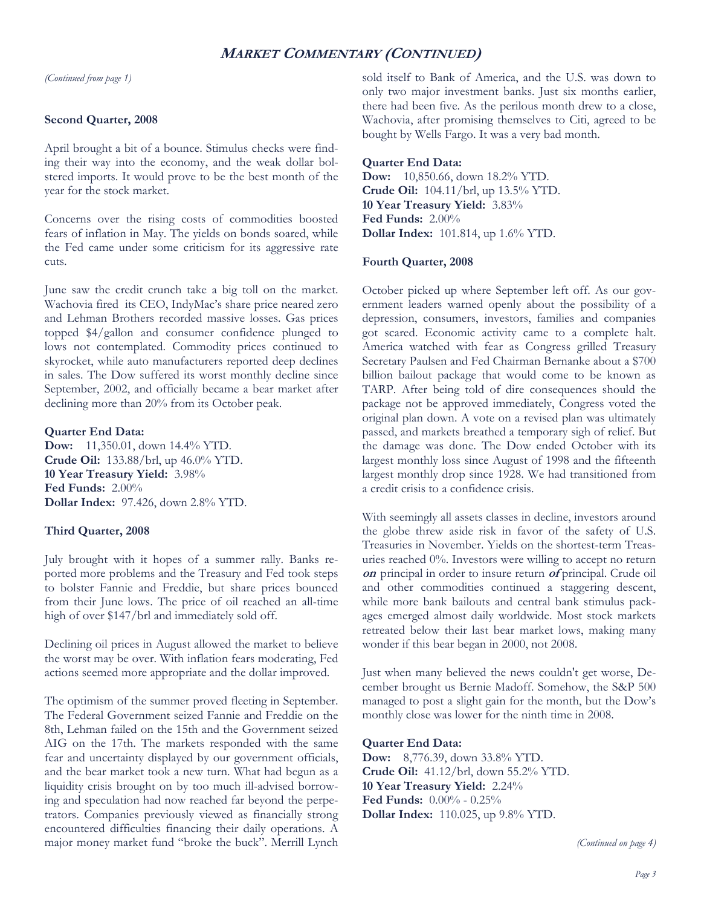## *Market Commentary (Continued)*

*(Continued from page 1)*

### Second Quarter, 2008

April brought a bit of a bounce. Stimulus checks were finding their way into the economy, and the weak dollar bolstered imports. It would prove to be the best month of the year for the stock market.

Concerns over the rising costs of commodities boosted fears of inflation in May. The yields on bonds soared, while the Fed came under some criticism for its aggressive rate cuts.

June saw the credit crunch take a big toll on the market. Wachovia fired its CEO, IndyMac's share price neared zero and Lehman Brothers recorded massive losses. Gas prices topped $4/gallon and consumer confidence plunged to lows not contemplated. Commodity prices continued to skyrocket, while auto manufacturers reported deep declines in sales. The Dow suffered its worst monthly decline since September, 2002, and officially became a bear market after declining more than 20% from its October peak.

**Quarter End Data:**
**Dow:** 11,350.01, down 14.4% YTD.
**Crude Oil:** 133.88/brl, up 46.0% YTD.
**10 Year Treasury Yield:** 3.98%
**Fed Funds:** 2.00%
**Dollar Index:** 97.426, down 2.8% YTD.

### Third Quarter, 2008

July brought with it hopes of a summer rally. Banks reported more problems and the Treasury and Fed took steps to bolster Fannie and Freddie, but share prices bounced from their June lows. The price of oil reached an all-time high of over $147/brl and immediately sold off.

Declining oil prices in August allowed the market to believe the worst may be over. With inflation fears moderating, Fed actions seemed more appropriate and the dollar improved.

The optimism of the summer proved fleeting in September. The Federal Government seized Fannie and Freddie on the 8th, Lehman failed on the 15th and the Government seized AIG on the 17th. The markets responded with the same fear and uncertainty displayed by our government officials, and the bear market took a new turn. What had begun as a liquidity crisis brought on by too much ill-advised borrowing and speculation had now reached far beyond the perpetrators. Companies previously viewed as financially strong encountered difficulties financing their daily operations. A major money market fund "broke the buck". Merrill Lynch sold itself to Bank of America, and the U.S. was down to only two major investment banks. Just six months earlier, there had been five. As the perilous month drew to a close, Wachovia, after promising themselves to Citi, agreed to be bought by Wells Fargo. It was a very bad month.

**Quarter End Data:**
**Dow:** 10,850.66, down 18.2% YTD.
**Crude Oil:** 104.11/brl, up 13.5% YTD.
**10 Year Treasury Yield:** 3.83%
**Fed Funds:** 2.00%
**Dollar Index:** 101.814, up 1.6% YTD.

### Fourth Quarter, 2008

October picked up where September left off. As our government leaders warned openly about the possibility of a depression, consumers, investors, families and companies got scared. Economic activity came to a complete halt. America watched with fear as Congress grilled Treasury Secretary Paulsen and Fed Chairman Bernanke about a $700 billion bailout package that would come to be known as TARP. After being told of dire consequences should the package not be approved immediately, Congress voted the original plan down. A vote on a revised plan was ultimately passed, and markets breathed a temporary sigh of relief. But the damage was done. The Dow ended October with its largest monthly loss since August of 1998 and the fifteenth largest monthly drop since 1928. We had transitioned from a credit crisis to a confidence crisis.

With seemingly all assets classes in decline, investors around the globe threw aside risk in favor of the safety of U.S. Treasuries in November. Yields on the shortest-term Treasuries reached 0%. Investors were willing to accept no return ***on*** principal in order to insure return ***of*** principal. Crude oil and other commodities continued a staggering descent, while more bank bailouts and central bank stimulus packages emerged almost daily worldwide. Most stock markets retreated below their last bear market lows, making many wonder if this bear began in 2000, not 2008.

Just when many believed the news couldn't get worse, December brought us Bernie Madoff. Somehow, the S&P 500 managed to post a slight gain for the month, but the Dow's monthly close was lower for the ninth time in 2008.

**Quarter End Data:**
**Dow:** 8,776.39, down 33.8% YTD.
**Crude Oil:** 41.12/brl, down 55.2% YTD.
**10 Year Treasury Yield:** 2.24%
**Fed Funds:** 0.00% - 0.25%
**Dollar Index:** 110.025, up 9.8% YTD.

*(Continued on page 4)*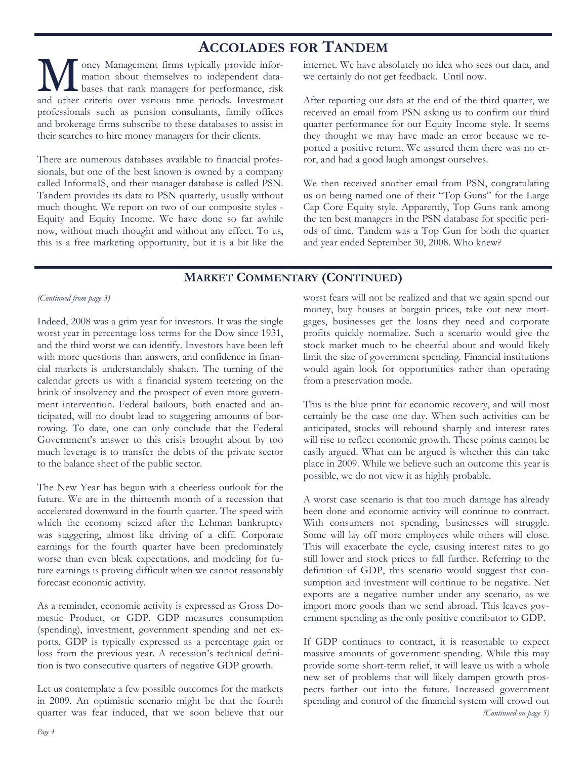## ACCOLADES FOR TANDEM

Money Management firms typically provide information about themselves to independent databases that rank managers for performance, risk and other criteria over various time periods. Investment professionals such as pension consultants, family offices and brokerage firms subscribe to these databases to assist in their searches to hire money managers for their clients.

There are numerous databases available to financial professionals, but one of the best known is owned by a company called InformaIS, and their manager database is called PSN. Tandem provides its data to PSN quarterly, usually without much thought. We report on two of our composite styles - Equity and Equity Income. We have done so far awhile now, without much thought and without any effect. To us, this is a free marketing opportunity, but it is a bit like the internet. We have absolutely no idea who sees our data, and we certainly do not get feedback. Until now.

After reporting our data at the end of the third quarter, we received an email from PSN asking us to confirm our third quarter performance for our Equity Income style. It seems they thought we may have made an error because we reported a positive return. We assured them there was no error, and had a good laugh amongst ourselves.

We then received another email from PSN, congratulating us on being named one of their "Top Guns" for the Large Cap Core Equity style. Apparently, Top Guns rank among the ten best managers in the PSN database for specific periods of time. Tandem was a Top Gun for both the quarter and year ended September 30, 2008. Who knew?

## MARKET COMMENTARY (CONTINUED)

*(Continued from page 3)*

Indeed, 2008 was a grim year for investors. It was the single worst year in percentage loss terms for the Dow since 1931, and the third worst we can identify. Investors have been left with more questions than answers, and confidence in financial markets is understandably shaken. The turning of the calendar greets us with a financial system teetering on the brink of insolvency and the prospect of even more government intervention. Federal bailouts, both enacted and anticipated, will no doubt lead to staggering amounts of borrowing. To date, one can only conclude that the Federal Government's answer to this crisis brought about by too much leverage is to transfer the debts of the private sector to the balance sheet of the public sector.

The New Year has begun with a cheerless outlook for the future. We are in the thirteenth month of a recession that accelerated downward in the fourth quarter. The speed with which the economy seized after the Lehman bankruptcy was staggering, almost like driving of a cliff. Corporate earnings for the fourth quarter have been predominately worse than even bleak expectations, and modeling for future earnings is proving difficult when we cannot reasonably forecast economic activity.

As a reminder, economic activity is expressed as Gross Domestic Product, or GDP. GDP measures consumption (spending), investment, government spending and net exports. GDP is typically expressed as a percentage gain or loss from the previous year. A recession's technical definition is two consecutive quarters of negative GDP growth.

Let us contemplate a few possible outcomes for the markets in 2009. An optimistic scenario might be that the fourth quarter was fear induced, that we soon believe that our worst fears will not be realized and that we again spend our money, buy houses at bargain prices, take out new mortgages, businesses get the loans they need and corporate profits quickly normalize. Such a scenario would give the stock market much to be cheerful about and would likely limit the size of government spending. Financial institutions would again look for opportunities rather than operating from a preservation mode.

This is the blue print for economic recovery, and will most certainly be the case one day. When such activities can be anticipated, stocks will rebound sharply and interest rates will rise to reflect economic growth. These points cannot be easily argued. What can be argued is whether this can take place in 2009. While we believe such an outcome this year is possible, we do not view it as highly probable.

A worst case scenario is that too much damage has already been done and economic activity will continue to contract. With consumers not spending, businesses will struggle. Some will lay off more employees while others will close. This will exacerbate the cycle, causing interest rates to go still lower and stock prices to fall further. Referring to the definition of GDP, this scenario would suggest that consumption and investment will continue to be negative. Net exports are a negative number under any scenario, as we import more goods than we send abroad. This leaves government spending as the only positive contributor to GDP.

If GDP continues to contract, it is reasonable to expect massive amounts of government spending. While this may provide some short-term relief, it will leave us with a whole new set of problems that will likely dampen growth prospects farther out into the future. Increased government spending and control of the financial system will crowd out

*(Continued on page 5)*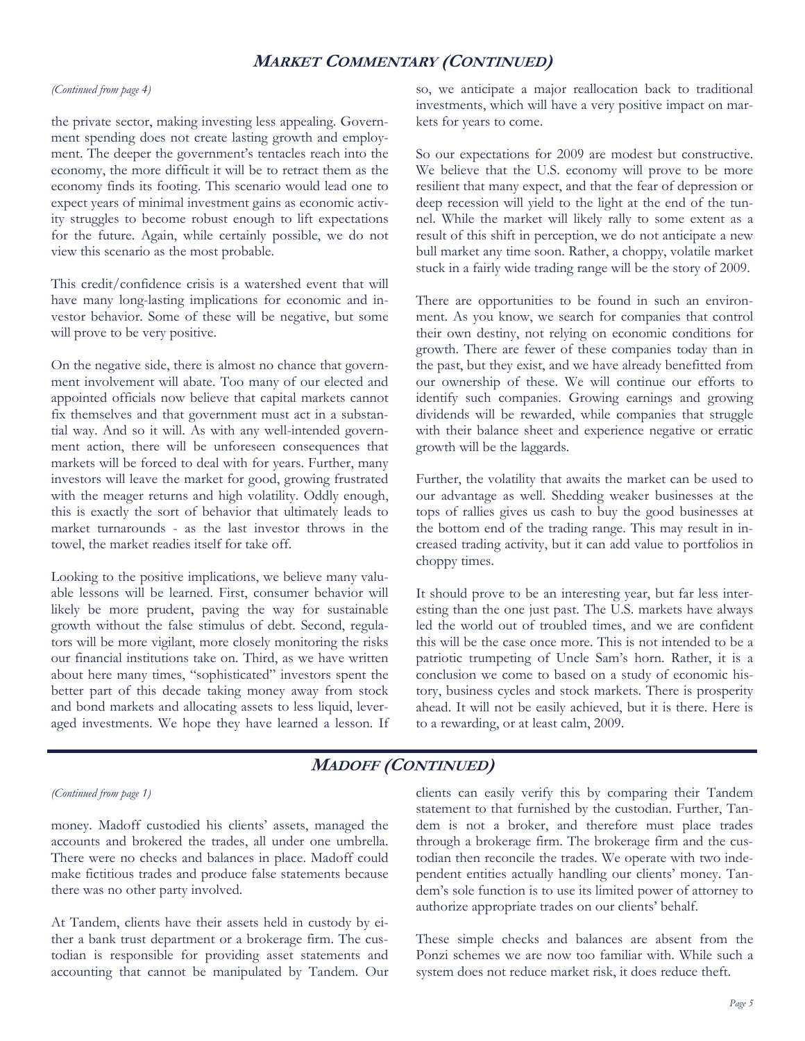## MARKET COMMENTARY (CONTINUED)

*(Continued from page 4)*

the private sector, making investing less appealing. Government spending does not create lasting growth and employment. The deeper the government's tentacles reach into the economy, the more difficult it will be to retract them as the economy finds its footing. This scenario would lead one to expect years of minimal investment gains as economic activity struggles to become robust enough to lift expectations for the future. Again, while certainly possible, we do not view this scenario as the most probable.

This credit/confidence crisis is a watershed event that will have many long-lasting implications for economic and investor behavior. Some of these will be negative, but some will prove to be very positive.

On the negative side, there is almost no chance that government involvement will abate. Too many of our elected and appointed officials now believe that capital markets cannot fix themselves and that government must act in a substantial way. And so it will. As with any well-intended government action, there will be unforeseen consequences that markets will be forced to deal with for years. Further, many investors will leave the market for good, growing frustrated with the meager returns and high volatility. Oddly enough, this is exactly the sort of behavior that ultimately leads to market turnarounds - as the last investor throws in the towel, the market readies itself for take off.

Looking to the positive implications, we believe many valuable lessons will be learned. First, consumer behavior will likely be more prudent, paving the way for sustainable growth without the false stimulus of debt. Second, regulators will be more vigilant, more closely monitoring the risks our financial institutions take on. Third, as we have written about here many times, "sophisticated" investors spent the better part of this decade taking money away from stock and bond markets and allocating assets to less liquid, leveraged investments. We hope they have learned a lesson. If so, we anticipate a major reallocation back to traditional investments, which will have a very positive impact on markets for years to come.

So our expectations for 2009 are modest but constructive. We believe that the U.S. economy will prove to be more resilient that many expect, and that the fear of depression or deep recession will yield to the light at the end of the tunnel. While the market will likely rally to some extent as a result of this shift in perception, we do not anticipate a new bull market any time soon. Rather, a choppy, volatile market stuck in a fairly wide trading range will be the story of 2009.

There are opportunities to be found in such an environment. As you know, we search for companies that control their own destiny, not relying on economic conditions for growth. There are fewer of these companies today than in the past, but they exist, and we have already benefitted from our ownership of these. We will continue our efforts to identify such companies. Growing earnings and growing dividends will be rewarded, while companies that struggle with their balance sheet and experience negative or erratic growth will be the laggards.

Further, the volatility that awaits the market can be used to our advantage as well. Shedding weaker businesses at the tops of rallies gives us cash to buy the good businesses at the bottom end of the trading range. This may result in increased trading activity, but it can add value to portfolios in choppy times.

It should prove to be an interesting year, but far less interesting than the one just past. The U.S. markets have always led the world out of troubled times, and we are confident this will be the case once more. This is not intended to be a patriotic trumpeting of Uncle Sam's horn. Rather, it is a conclusion we come to based on a study of economic history, business cycles and stock markets. There is prosperity ahead. It will not be easily achieved, but it is there. Here is to a rewarding, or at least calm, 2009.

## MADOFF (CONTINUED)

*(Continued from page 1)*

money. Madoff custodied his clients' assets, managed the accounts and brokered the trades, all under one umbrella. There were no checks and balances in place. Madoff could make fictitious trades and produce false statements because there was no other party involved.

At Tandem, clients have their assets held in custody by either a bank trust department or a brokerage firm. The custodian is responsible for providing asset statements and accounting that cannot be manipulated by Tandem. Our clients can easily verify this by comparing their Tandem statement to that furnished by the custodian. Further, Tandem is not a broker, and therefore must place trades through a brokerage firm. The brokerage firm and the custodian then reconcile the trades. We operate with two independent entities actually handling our clients' money. Tandem's sole function is to use its limited power of attorney to authorize appropriate trades on our clients' behalf.

These simple checks and balances are absent from the Ponzi schemes we are now too familiar with. While such a system does not reduce market risk, it does reduce theft.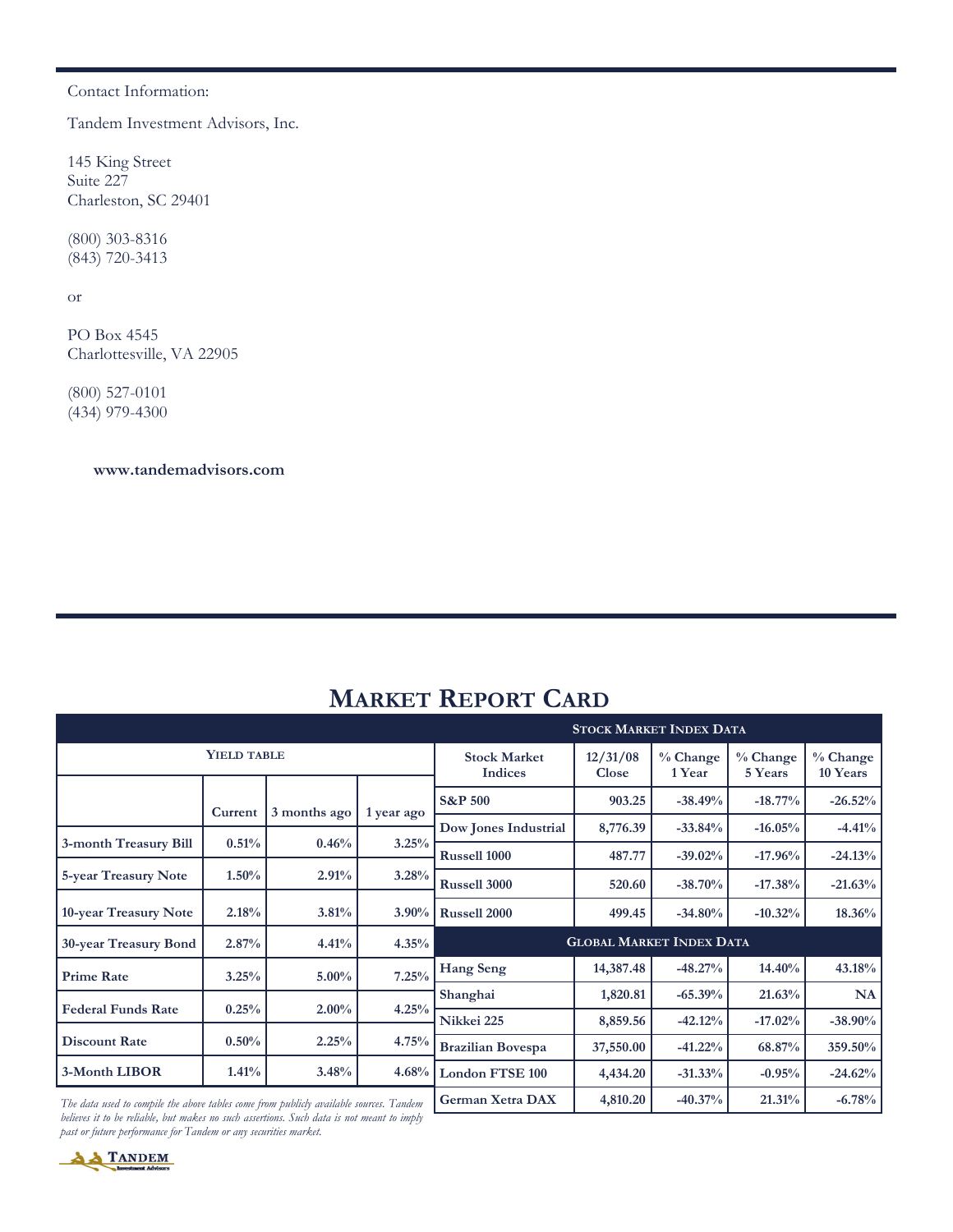Contact Information:

Tandem Investment Advisors, Inc.

145 King Street
Suite 227
Charleston, SC 29401

(800) 303-8316
(843) 720-3413

or

PO Box 4545
Charlottesville, VA 22905

(800) 527-0101
(434) 979-4300

**www.tandemadvisors.com**

# Market Report Card

**Yield Table**

| | Current | 3 months ago | 1 year ago |
|---|---|---|---|
| **3-month Treasury Bill** | 0.51% | 0.46% | 3.25% |
| **5-year Treasury Note** | 1.50% | 2.91% | 3.28% |
| **10-year Treasury Note** | 2.18% | 3.81% | 3.90% |
| **30-year Treasury Bond** | 2.87% | 4.41% | 4.35% |
| **Prime Rate** | 3.25% | 5.00% | 7.25% |
| **Federal Funds Rate** | 0.25% | 2.00% | 4.25% |
| **Discount Rate** | 0.50% | 2.25% | 4.75% |
| **3-Month LIBOR** | 1.41% | 3.48% | 4.68% |

*The data used to compile the above tables come from publicly available sources. Tandem believes it to be reliable, but makes no such assertions. Such data is not meant to imply past or future performance for Tandem or any securities market.*

**Stock Market Index Data**

| Stock Market Indices | 12/31/08 Close | % Change 1 Year | % Change 5 Years | % Change 10 Years |
|---|---|---|---|---|
| **S&P 500** | 903.25 | -38.49% | -18.77% | -26.52% |
| **Dow Jones Industrial** | 8,776.39 | -33.84% | -16.05% | -4.41% |
| **Russell 1000** | 487.77 | -39.02% | -17.96% | -24.13% |
| **Russell 3000** | 520.60 | -38.70% | -17.38% | -21.63% |
| **Russell 2000** | 499.45 | -34.80% | -10.32% | 18.36% |
| **Global Market Index Data** | | | | |
| **Hang Seng** | 14,387.48 | -48.27% | 14.40% | 43.18% |
| **Shanghai** | 1,820.81 | -65.39% | 21.63% | NA |
| **Nikkei 225** | 8,859.56 | -42.12% | -17.02% | -38.90% |
| **Brazilian Bovespa** | 37,550.00 | -41.22% | 68.87% | 359.50% |
| **London FTSE 100** | 4,434.20 | -31.33% | -0.95% | -24.62% |
| **German Xetra DAX** | 4,810.20 | -40.37% | 21.31% | -6.78% |

Tandem Investment Advisors